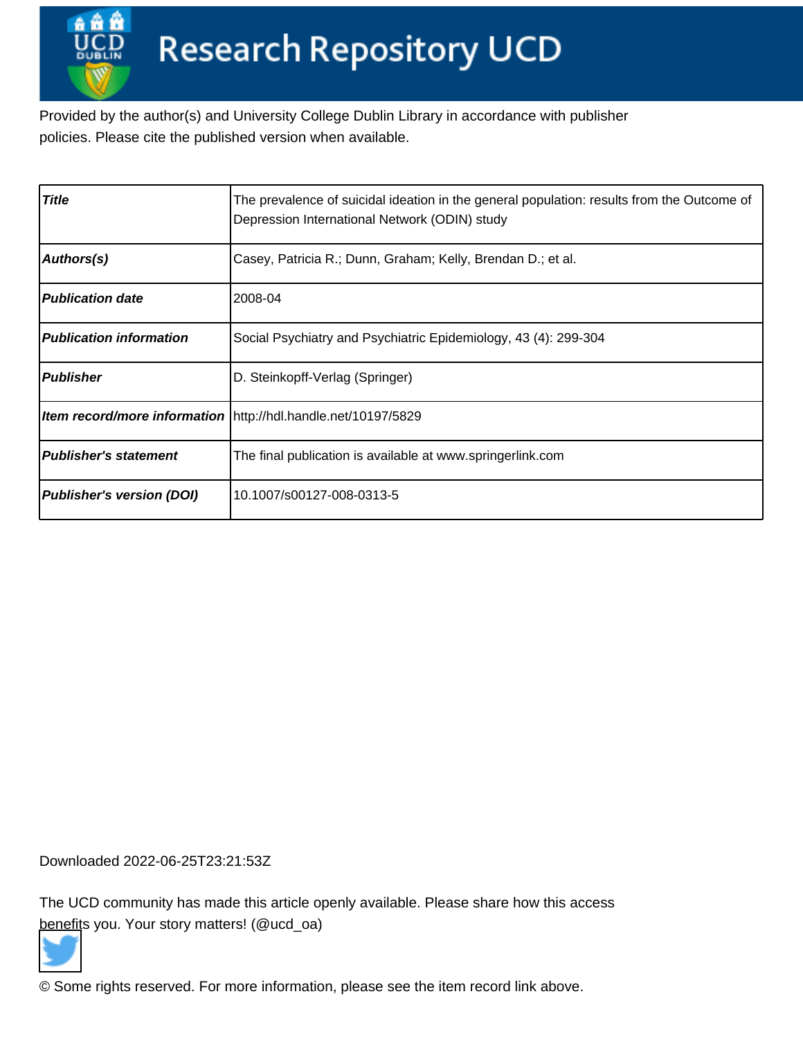# Research Repository UCD

Provided by the author(s) and University College Dublin Library in accordance with publisher policies. Please cite the published version when available.

| | |
|---|---|
| **Title** | The prevalence of suicidal ideation in the general population: results from the Outcome of Depression International Network (ODIN) study |
| **Authors(s)** | Casey, Patricia R.; Dunn, Graham; Kelly, Brendan D.; et al. |
| **Publication date** | 2008-04 |
| **Publication information** | Social Psychiatry and Psychiatric Epidemiology, 43 (4): 299-304 |
| **Publisher** | D. Steinkopff-Verlag (Springer) |
| **Item record/more information** | http://hdl.handle.net/10197/5829 |
| **Publisher's statement** | The final publication is available at www.springerlink.com |
| **Publisher's version (DOI)** | 10.1007/s00127-008-0313-5 |

Downloaded 2022-06-25T23:21:53Z

The UCD community has made this article openly available. Please share how this access benefits you. Your story matters! (@ucd_oa)

© Some rights reserved. For more information, please see the item record link above.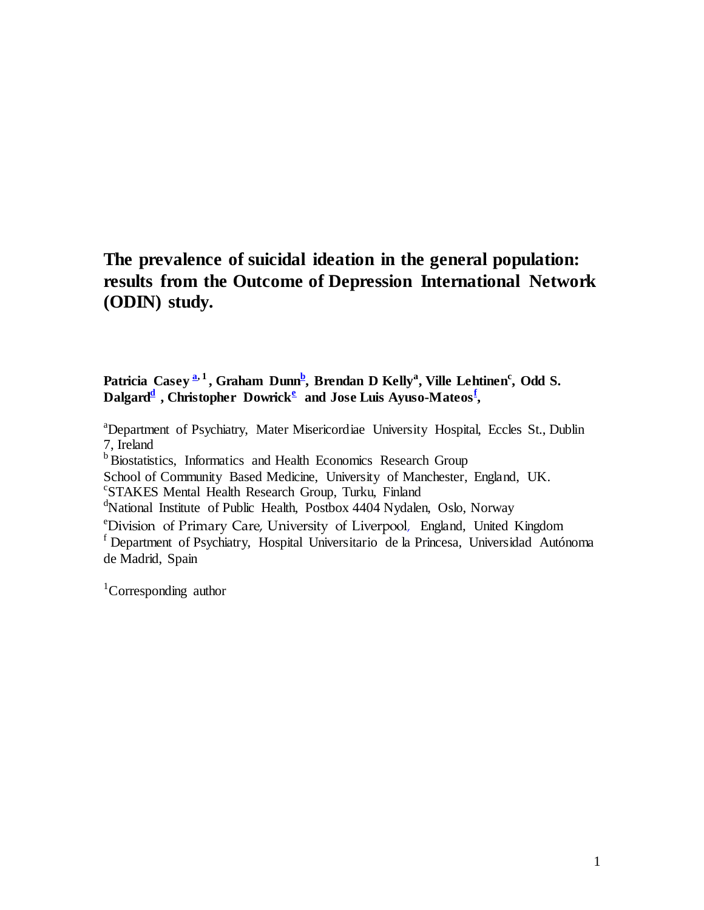# The prevalence of suicidal ideation in the general population: results from the Outcome of Depression International Network (ODIN) study.

**Patricia Casey [a, 1], Graham Dunn[b], Brendan D Kelly[a], Ville Lehtinen[c], Odd S. Dalgard[d], Christopher Dowrick[e] and Jose Luis Ayuso-Mateos[f],**

[a]Department of Psychiatry, Mater Misericordiae University Hospital, Eccles St., Dublin 7, Ireland

[b]Biostatistics, Informatics and Health Economics Research Group
School of Community Based Medicine, University of Manchester, England, UK.

[c]STAKES Mental Health Research Group, Turku, Finland

[d]National Institute of Public Health, Postbox 4404 Nydalen, Oslo, Norway

[e]Division of Primary Care, University of Liverpool, England, United Kingdom

[f]Department of Psychiatry, Hospital Universitario de la Princesa, Universidad Autónoma de Madrid, Spain

[1]Corresponding author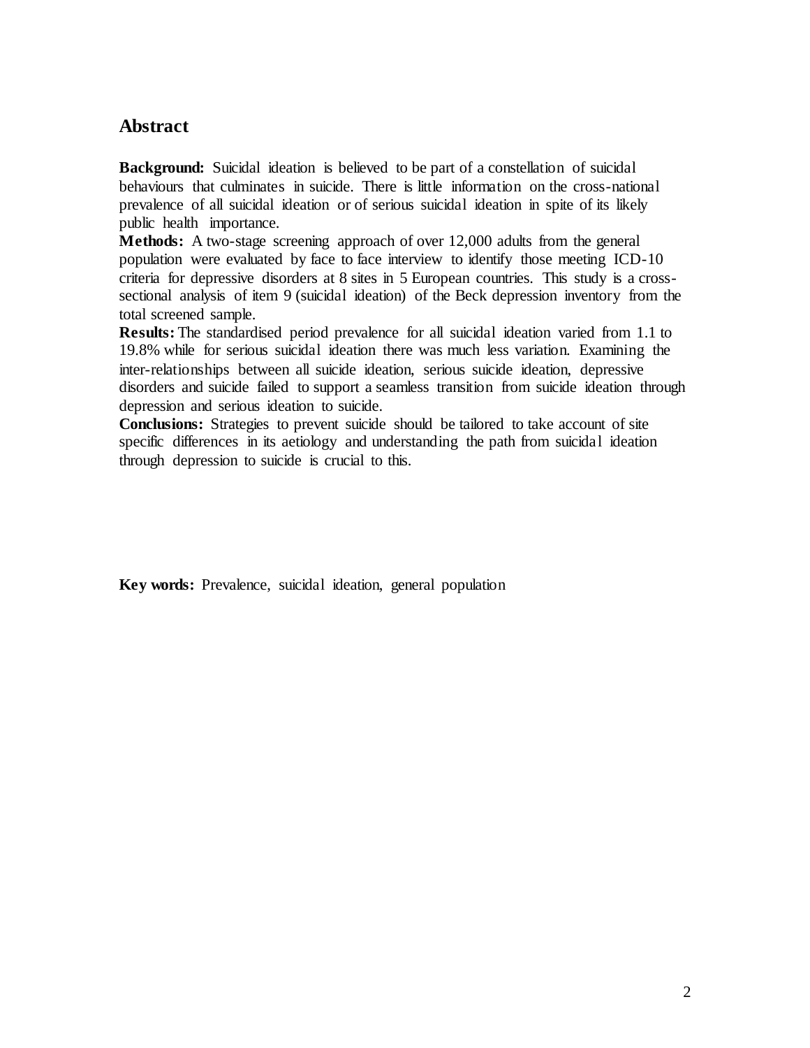## Abstract

**Background:** Suicidal ideation is believed to be part of a constellation of suicidal behaviours that culminates in suicide. There is little information on the cross-national prevalence of all suicidal ideation or of serious suicidal ideation in spite of its likely public health importance.

**Methods:** A two-stage screening approach of over 12,000 adults from the general population were evaluated by face to face interview to identify those meeting ICD-10 criteria for depressive disorders at 8 sites in 5 European countries. This study is a cross-sectional analysis of item 9 (suicidal ideation) of the Beck depression inventory from the total screened sample.

**Results:** The standardised period prevalence for all suicidal ideation varied from 1.1 to 19.8% while for serious suicidal ideation there was much less variation. Examining the inter-relationships between all suicide ideation, serious suicide ideation, depressive disorders and suicide failed to support a seamless transition from suicide ideation through depression and serious ideation to suicide.

**Conclusions:** Strategies to prevent suicide should be tailored to take account of site specific differences in its aetiology and understanding the path from suicidal ideation through depression to suicide is crucial to this.

**Key words:** Prevalence, suicidal ideation, general population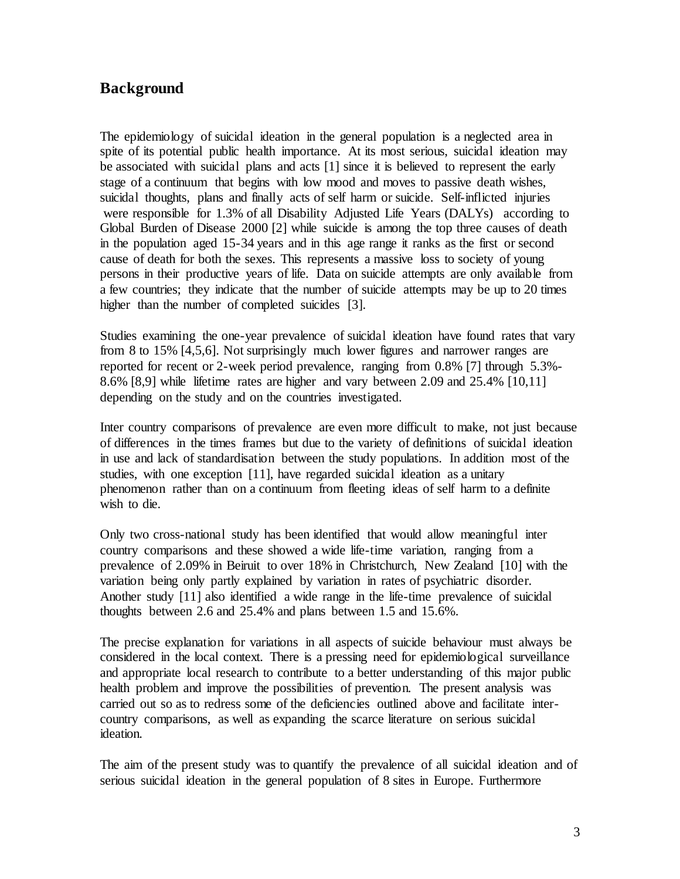## Background

The epidemiology of suicidal ideation in the general population is a neglected area in spite of its potential public health importance. At its most serious, suicidal ideation may be associated with suicidal plans and acts [1] since it is believed to represent the early stage of a continuum that begins with low mood and moves to passive death wishes, suicidal thoughts, plans and finally acts of self harm or suicide. Self-inflicted injuries were responsible for 1.3% of all Disability Adjusted Life Years (DALYs) according to Global Burden of Disease 2000 [2] while suicide is among the top three causes of death in the population aged 15-34 years and in this age range it ranks as the first or second cause of death for both the sexes. This represents a massive loss to society of young persons in their productive years of life. Data on suicide attempts are only available from a few countries; they indicate that the number of suicide attempts may be up to 20 times higher than the number of completed suicides [3].

Studies examining the one-year prevalence of suicidal ideation have found rates that vary from 8 to 15% [4,5,6]. Not surprisingly much lower figures and narrower ranges are reported for recent or 2-week period prevalence, ranging from 0.8% [7] through 5.3%-8.6% [8,9] while lifetime rates are higher and vary between 2.09 and 25.4% [10,11] depending on the study and on the countries investigated.

Inter country comparisons of prevalence are even more difficult to make, not just because of differences in the times frames but due to the variety of definitions of suicidal ideation in use and lack of standardisation between the study populations. In addition most of the studies, with one exception [11], have regarded suicidal ideation as a unitary phenomenon rather than on a continuum from fleeting ideas of self harm to a definite wish to die.

Only two cross-national study has been identified that would allow meaningful inter country comparisons and these showed a wide life-time variation, ranging from a prevalence of 2.09% in Beiruit to over 18% in Christchurch, New Zealand [10] with the variation being only partly explained by variation in rates of psychiatric disorder. Another study [11] also identified a wide range in the life-time prevalence of suicidal thoughts between 2.6 and 25.4% and plans between 1.5 and 15.6%.

The precise explanation for variations in all aspects of suicide behaviour must always be considered in the local context. There is a pressing need for epidemiological surveillance and appropriate local research to contribute to a better understanding of this major public health problem and improve the possibilities of prevention. The present analysis was carried out so as to redress some of the deficiencies outlined above and facilitate inter-country comparisons, as well as expanding the scarce literature on serious suicidal ideation.

The aim of the present study was to quantify the prevalence of all suicidal ideation and of serious suicidal ideation in the general population of 8 sites in Europe. Furthermore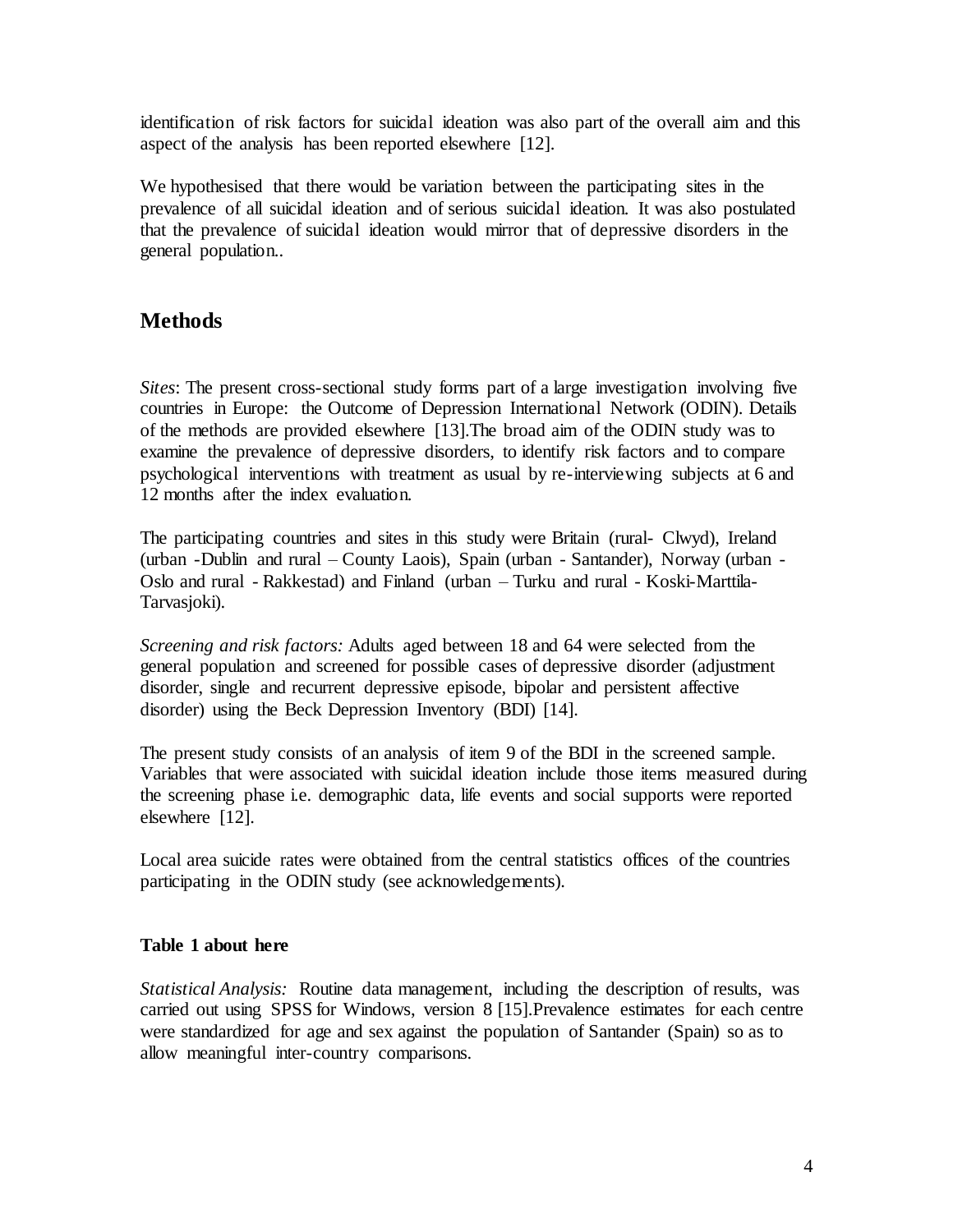identification of risk factors for suicidal ideation was also part of the overall aim and this aspect of the analysis has been reported elsewhere [12].

We hypothesised that there would be variation between the participating sites in the prevalence of all suicidal ideation and of serious suicidal ideation. It was also postulated that the prevalence of suicidal ideation would mirror that of depressive disorders in the general population..

## Methods

*Sites*: The present cross-sectional study forms part of a large investigation involving five countries in Europe: the Outcome of Depression International Network (ODIN). Details of the methods are provided elsewhere [13].The broad aim of the ODIN study was to examine the prevalence of depressive disorders, to identify risk factors and to compare psychological interventions with treatment as usual by re-interviewing subjects at 6 and 12 months after the index evaluation.

The participating countries and sites in this study were Britain (rural- Clwyd), Ireland (urban -Dublin and rural – County Laois), Spain (urban - Santander), Norway (urban - Oslo and rural - Rakkestad) and Finland (urban – Turku and rural - Koski-Marttila-Tarvasjoki).

*Screening and risk factors:* Adults aged between 18 and 64 were selected from the general population and screened for possible cases of depressive disorder (adjustment disorder, single and recurrent depressive episode, bipolar and persistent affective disorder) using the Beck Depression Inventory (BDI) [14].

The present study consists of an analysis of item 9 of the BDI in the screened sample. Variables that were associated with suicidal ideation include those items measured during the screening phase i.e. demographic data, life events and social supports were reported elsewhere [12].

Local area suicide rates were obtained from the central statistics offices of the countries participating in the ODIN study (see acknowledgements).

**Table 1 about here**

*Statistical Analysis:* Routine data management, including the description of results, was carried out using SPSS for Windows, version 8 [15].Prevalence estimates for each centre were standardized for age and sex against the population of Santander (Spain) so as to allow meaningful inter-country comparisons.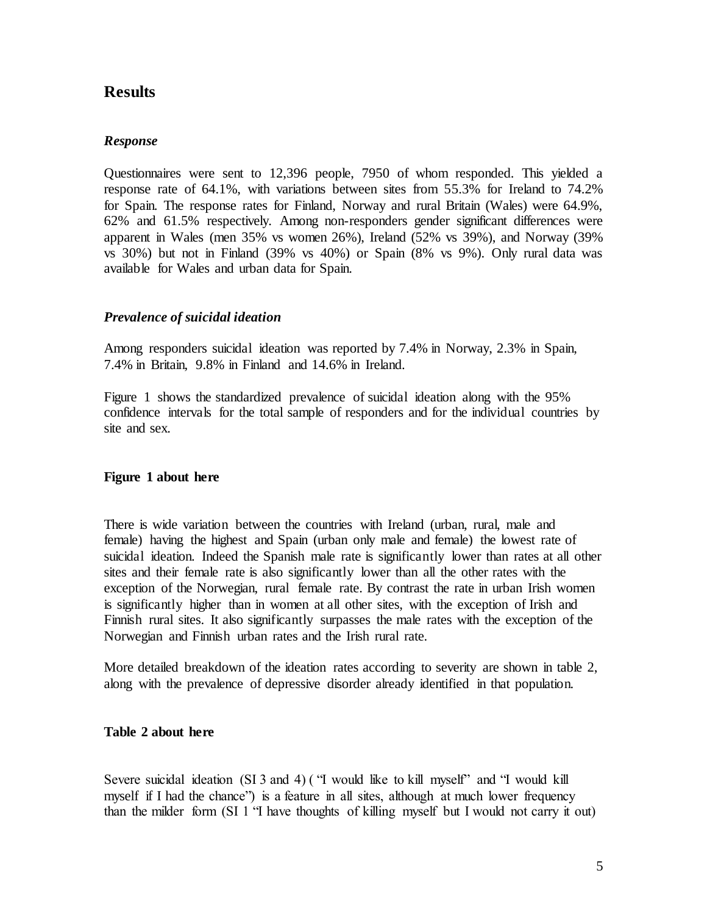## Results

### *Response*

Questionnaires were sent to 12,396 people, 7950 of whom responded. This yielded a response rate of 64.1%, with variations between sites from 55.3% for Ireland to 74.2% for Spain. The response rates for Finland, Norway and rural Britain (Wales) were 64.9%, 62% and 61.5% respectively. Among non-responders gender significant differences were apparent in Wales (men 35% vs women 26%), Ireland (52% vs 39%), and Norway (39% vs 30%) but not in Finland (39% vs 40%) or Spain (8% vs 9%). Only rural data was available for Wales and urban data for Spain.

### *Prevalence of suicidal ideation*

Among responders suicidal ideation was reported by 7.4% in Norway, 2.3% in Spain, 7.4% in Britain, 9.8% in Finland and 14.6% in Ireland.

Figure 1 shows the standardized prevalence of suicidal ideation along with the 95% confidence intervals for the total sample of responders and for the individual countries by site and sex.

**Figure 1 about here**

There is wide variation between the countries with Ireland (urban, rural, male and female) having the highest and Spain (urban only male and female) the lowest rate of suicidal ideation. Indeed the Spanish male rate is significantly lower than rates at all other sites and their female rate is also significantly lower than all the other rates with the exception of the Norwegian, rural female rate. By contrast the rate in urban Irish women is significantly higher than in women at all other sites, with the exception of Irish and Finnish rural sites. It also significantly surpasses the male rates with the exception of the Norwegian and Finnish urban rates and the Irish rural rate.

More detailed breakdown of the ideation rates according to severity are shown in table 2, along with the prevalence of depressive disorder already identified in that population.

**Table 2 about here**

Severe suicidal ideation (SI 3 and 4) ( "I would like to kill myself" and "I would kill myself if I had the chance") is a feature in all sites, although at much lower frequency than the milder form (SI 1 "I have thoughts of killing myself but I would not carry it out)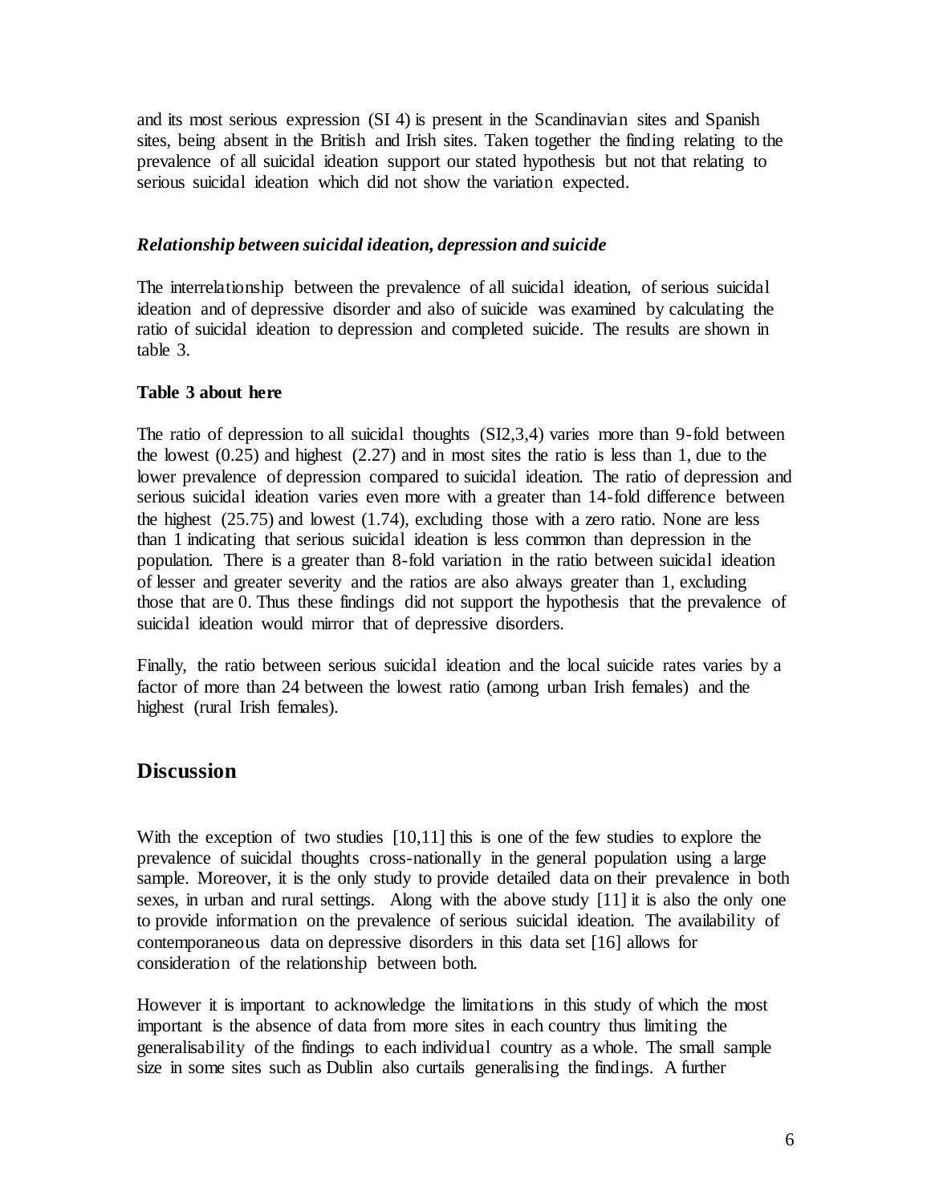and its most serious expression (SI 4) is present in the Scandinavian sites and Spanish sites, being absent in the British and Irish sites. Taken together the finding relating to the prevalence of all suicidal ideation support our stated hypothesis but not that relating to serious suicidal ideation which did not show the variation expected.

### *Relationship between suicidal ideation, depression and suicide*

The interrelationship between the prevalence of all suicidal ideation, of serious suicidal ideation and of depressive disorder and also of suicide was examined by calculating the ratio of suicidal ideation to depression and completed suicide. The results are shown in table 3.

**Table 3 about here**

The ratio of depression to all suicidal thoughts (SI2,3,4) varies more than 9-fold between the lowest (0.25) and highest (2.27) and in most sites the ratio is less than 1, due to the lower prevalence of depression compared to suicidal ideation. The ratio of depression and serious suicidal ideation varies even more with a greater than 14-fold difference between the highest (25.75) and lowest (1.74), excluding those with a zero ratio. None are less than 1 indicating that serious suicidal ideation is less common than depression in the population. There is a greater than 8-fold variation in the ratio between suicidal ideation of lesser and greater severity and the ratios are also always greater than 1, excluding those that are 0. Thus these findings did not support the hypothesis that the prevalence of suicidal ideation would mirror that of depressive disorders.

Finally, the ratio between serious suicidal ideation and the local suicide rates varies by a factor of more than 24 between the lowest ratio (among urban Irish females) and the highest (rural Irish females).

## Discussion

With the exception of two studies [10,11] this is one of the few studies to explore the prevalence of suicidal thoughts cross-nationally in the general population using a large sample. Moreover, it is the only study to provide detailed data on their prevalence in both sexes, in urban and rural settings. Along with the above study [11] it is also the only one to provide information on the prevalence of serious suicidal ideation. The availability of contemporaneous data on depressive disorders in this data set [16] allows for consideration of the relationship between both.

However it is important to acknowledge the limitations in this study of which the most important is the absence of data from more sites in each country thus limiting the generalisability of the findings to each individual country as a whole. The small sample size in some sites such as Dublin also curtails generalising the findings. A further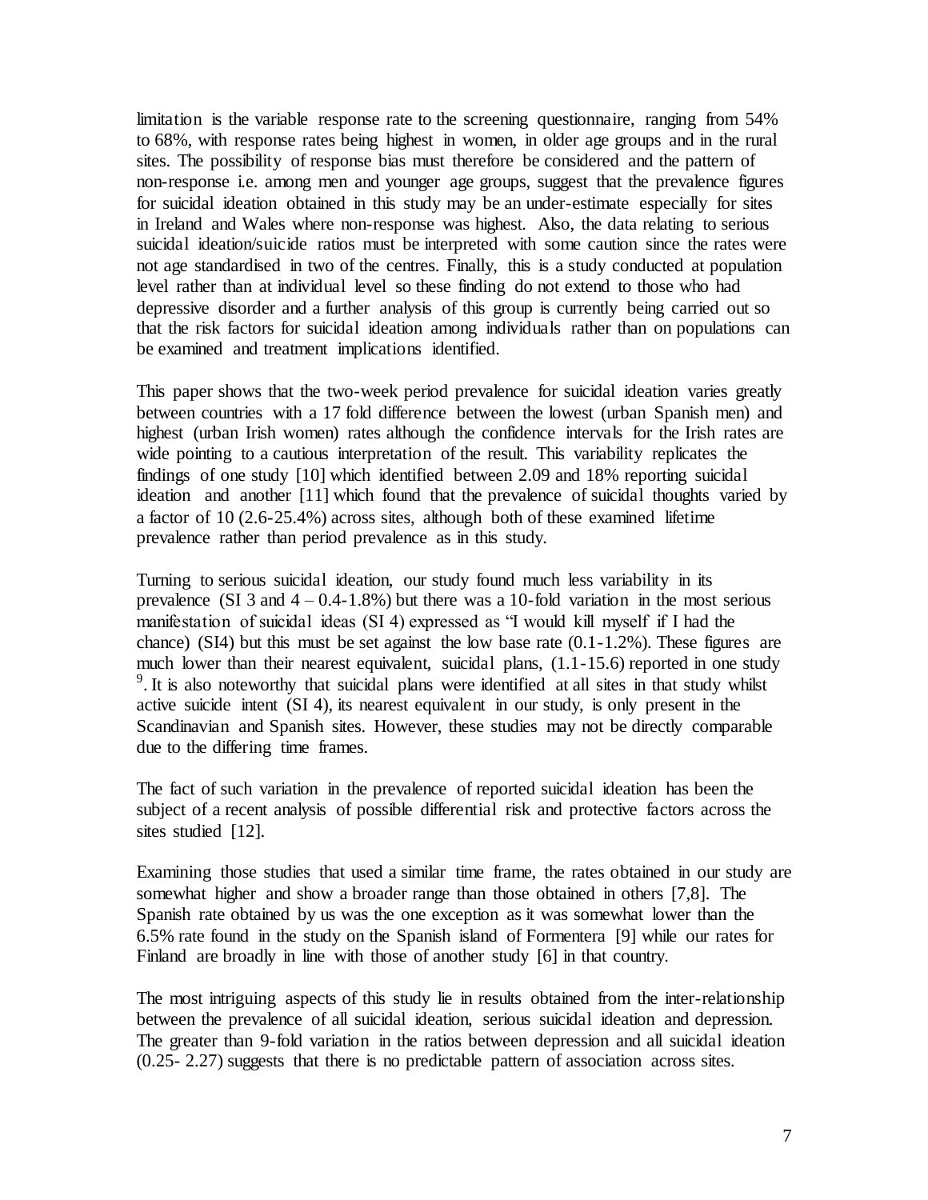limitation is the variable response rate to the screening questionnaire, ranging from 54% to 68%, with response rates being highest in women, in older age groups and in the rural sites. The possibility of response bias must therefore be considered and the pattern of non-response i.e. among men and younger age groups, suggest that the prevalence figures for suicidal ideation obtained in this study may be an under-estimate especially for sites in Ireland and Wales where non-response was highest. Also, the data relating to serious suicidal ideation/suicide ratios must be interpreted with some caution since the rates were not age standardised in two of the centres. Finally, this is a study conducted at population level rather than at individual level so these finding do not extend to those who had depressive disorder and a further analysis of this group is currently being carried out so that the risk factors for suicidal ideation among individuals rather than on populations can be examined and treatment implications identified.

This paper shows that the two-week period prevalence for suicidal ideation varies greatly between countries with a 17 fold difference between the lowest (urban Spanish men) and highest (urban Irish women) rates although the confidence intervals for the Irish rates are wide pointing to a cautious interpretation of the result. This variability replicates the findings of one study [10] which identified between 2.09 and 18% reporting suicidal ideation and another [11] which found that the prevalence of suicidal thoughts varied by a factor of 10 (2.6-25.4%) across sites, although both of these examined lifetime prevalence rather than period prevalence as in this study.

Turning to serious suicidal ideation, our study found much less variability in its prevalence (SI 3 and 4 – 0.4-1.8%) but there was a 10-fold variation in the most serious manifestation of suicidal ideas (SI 4) expressed as "I would kill myself if I had the chance) (SI4) but this must be set against the low base rate (0.1-1.2%). These figures are much lower than their nearest equivalent, suicidal plans, (1.1-15.6) reported in one study [9]. It is also noteworthy that suicidal plans were identified at all sites in that study whilst active suicide intent (SI 4), its nearest equivalent in our study, is only present in the Scandinavian and Spanish sites. However, these studies may not be directly comparable due to the differing time frames.

The fact of such variation in the prevalence of reported suicidal ideation has been the subject of a recent analysis of possible differential risk and protective factors across the sites studied [12].

Examining those studies that used a similar time frame, the rates obtained in our study are somewhat higher and show a broader range than those obtained in others [7,8]. The Spanish rate obtained by us was the one exception as it was somewhat lower than the 6.5% rate found in the study on the Spanish island of Formentera [9] while our rates for Finland are broadly in line with those of another study [6] in that country.

The most intriguing aspects of this study lie in results obtained from the inter-relationship between the prevalence of all suicidal ideation, serious suicidal ideation and depression. The greater than 9-fold variation in the ratios between depression and all suicidal ideation (0.25- 2.27) suggests that there is no predictable pattern of association across sites.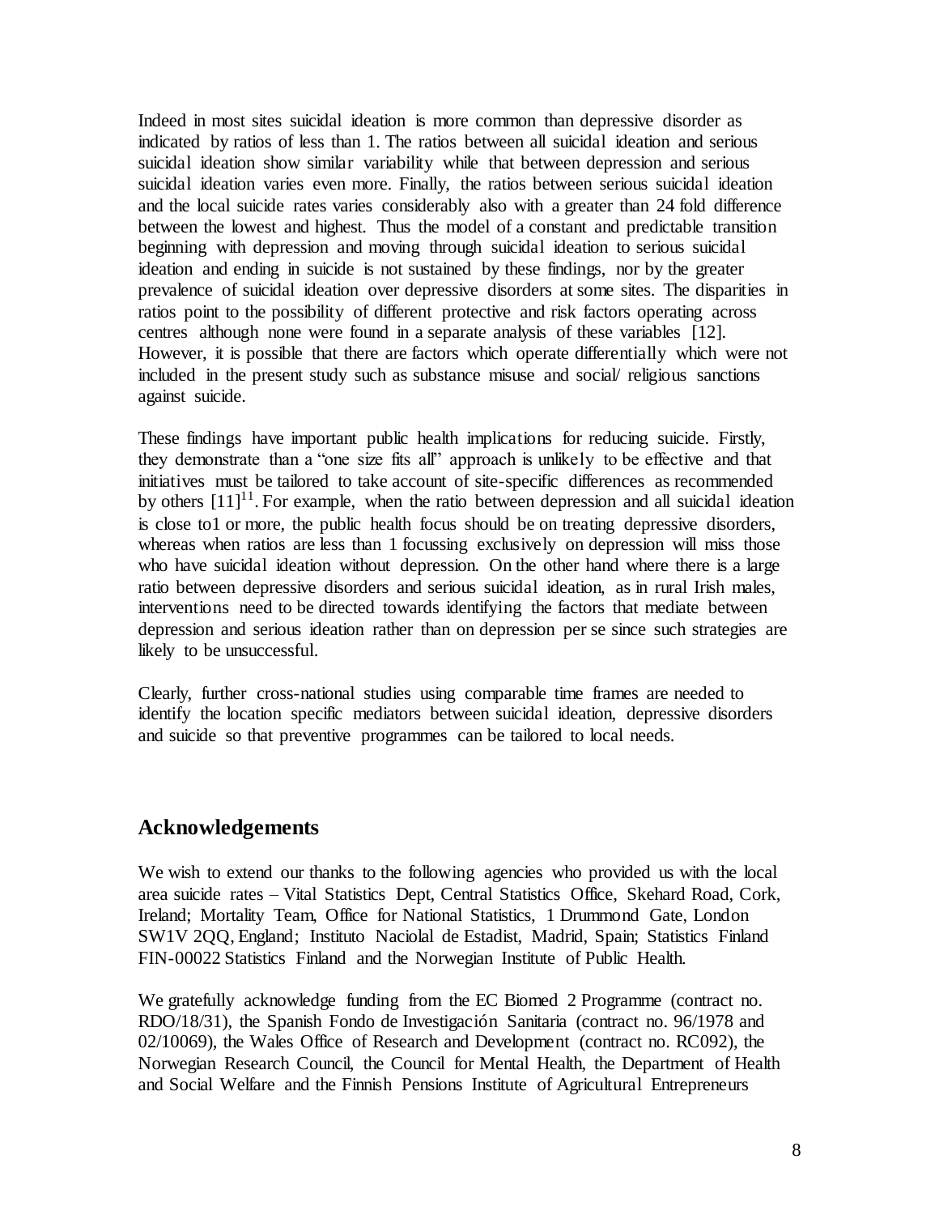Indeed in most sites suicidal ideation is more common than depressive disorder as indicated by ratios of less than 1. The ratios between all suicidal ideation and serious suicidal ideation show similar variability while that between depression and serious suicidal ideation varies even more. Finally, the ratios between serious suicidal ideation and the local suicide rates varies considerably also with a greater than 24 fold difference between the lowest and highest. Thus the model of a constant and predictable transition beginning with depression and moving through suicidal ideation to serious suicidal ideation and ending in suicide is not sustained by these findings, nor by the greater prevalence of suicidal ideation over depressive disorders at some sites. The disparities in ratios point to the possibility of different protective and risk factors operating across centres although none were found in a separate analysis of these variables [12]. However, it is possible that there are factors which operate differentially which were not included in the present study such as substance misuse and social/ religious sanctions against suicide.

These findings have important public health implications for reducing suicide. Firstly, they demonstrate than a "one size fits all" approach is unlikely to be effective and that initiatives must be tailored to take account of site-specific differences as recommended by others [11][11]. For example, when the ratio between depression and all suicidal ideation is close to1 or more, the public health focus should be on treating depressive disorders, whereas when ratios are less than 1 focussing exclusively on depression will miss those who have suicidal ideation without depression. On the other hand where there is a large ratio between depressive disorders and serious suicidal ideation, as in rural Irish males, interventions need to be directed towards identifying the factors that mediate between depression and serious ideation rather than on depression per se since such strategies are likely to be unsuccessful.

Clearly, further cross-national studies using comparable time frames are needed to identify the location specific mediators between suicidal ideation, depressive disorders and suicide so that preventive programmes can be tailored to local needs.

## Acknowledgements

We wish to extend our thanks to the following agencies who provided us with the local area suicide rates – Vital Statistics Dept, Central Statistics Office, Skehard Road, Cork, Ireland; Mortality Team, Office for National Statistics, 1 Drummond Gate, London SW1V 2QQ, England; Instituto Naciolal de Estadist, Madrid, Spain; Statistics Finland FIN-00022 Statistics Finland and the Norwegian Institute of Public Health.

We gratefully acknowledge funding from the EC Biomed 2 Programme (contract no. RDO/18/31), the Spanish Fondo de Investigación Sanitaria (contract no. 96/1978 and 02/10069), the Wales Office of Research and Development (contract no. RC092), the Norwegian Research Council, the Council for Mental Health, the Department of Health and Social Welfare and the Finnish Pensions Institute of Agricultural Entrepreneurs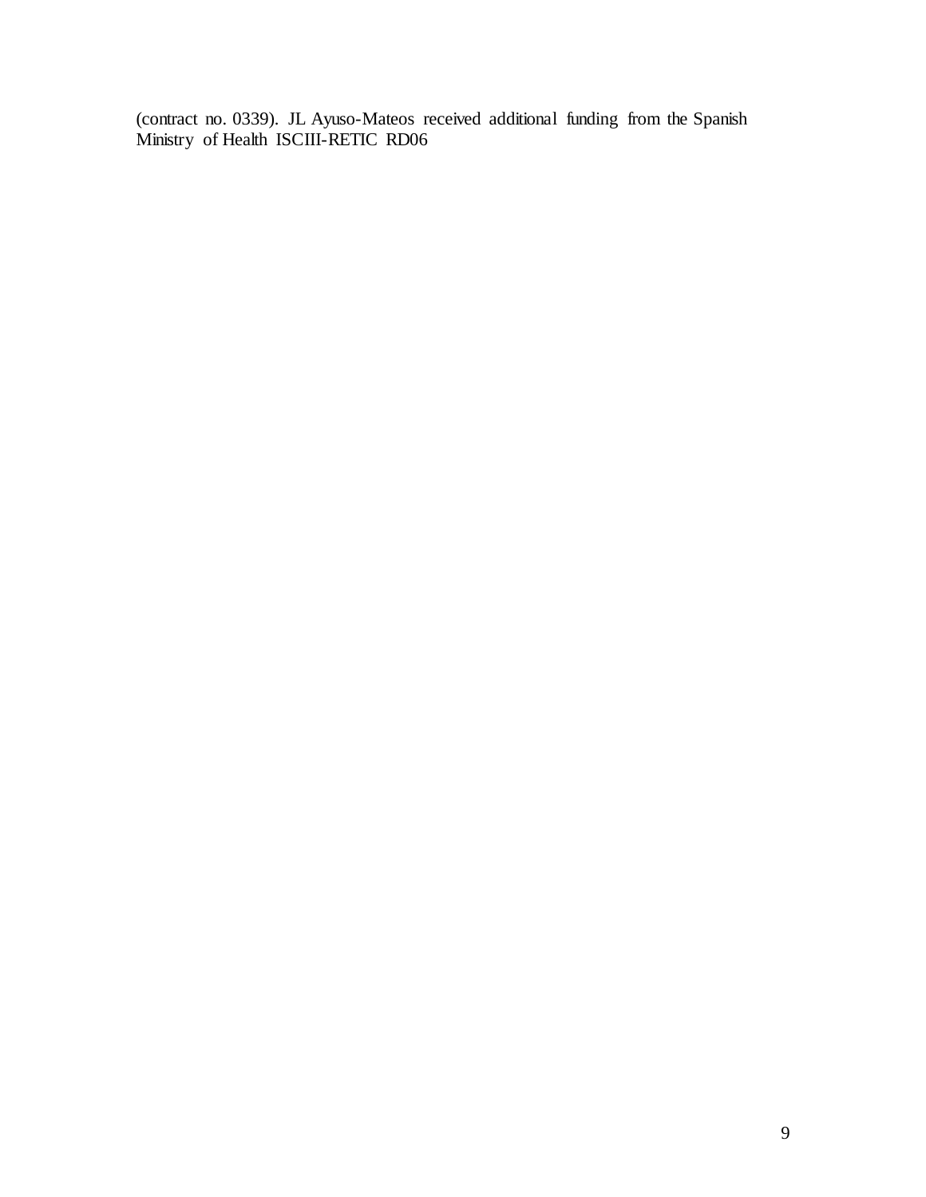(contract no. 0339). JL Ayuso-Mateos received additional funding from the Spanish Ministry of Health ISCIII-RETIC RD06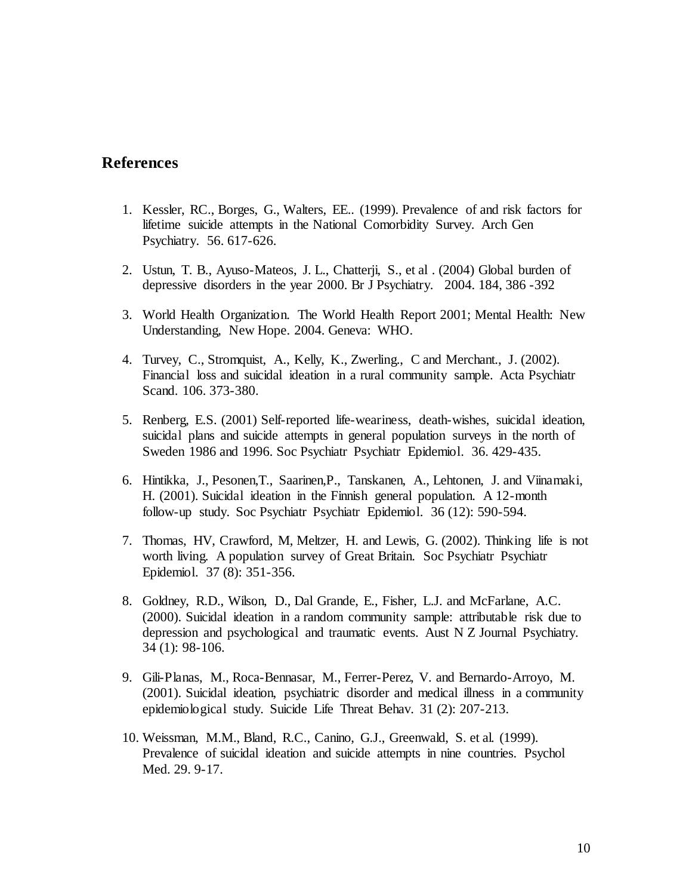## References

1. Kessler, RC., Borges, G., Walters, EE.. (1999). Prevalence of and risk factors for lifetime suicide attempts in the National Comorbidity Survey. Arch Gen Psychiatry. 56. 617-626.

2. Ustun, T. B., Ayuso-Mateos, J. L., Chatterji, S., et al . (2004) Global burden of depressive disorders in the year 2000. Br J Psychiatry. 2004. 184, 386 -392

3. World Health Organization. The World Health Report 2001; Mental Health: New Understanding, New Hope. 2004. Geneva: WHO.

4. Turvey, C., Stromquist, A., Kelly, K., Zwerling., C and Merchant., J. (2002). Financial loss and suicidal ideation in a rural community sample. Acta Psychiatr Scand. 106. 373-380.

5. Renberg, E.S. (2001) Self-reported life-weariness, death-wishes, suicidal ideation, suicidal plans and suicide attempts in general population surveys in the north of Sweden 1986 and 1996. Soc Psychiatr Psychiatr Epidemiol. 36. 429-435.

6. Hintikka, J., Pesonen,T., Saarinen,P., Tanskanen, A., Lehtonen, J. and Viinamaki, H. (2001). Suicidal ideation in the Finnish general population. A 12-month follow-up study. Soc Psychiatr Psychiatr Epidemiol. 36 (12): 590-594.

7. Thomas, HV, Crawford, M, Meltzer, H. and Lewis, G. (2002). Thinking life is not worth living. A population survey of Great Britain. Soc Psychiatr Psychiatr Epidemiol. 37 (8): 351-356.

8. Goldney, R.D., Wilson, D., Dal Grande, E., Fisher, L.J. and McFarlane, A.C. (2000). Suicidal ideation in a random community sample: attributable risk due to depression and psychological and traumatic events. Aust N Z Journal Psychiatry. 34 (1): 98-106.

9. Gili-Planas, M., Roca-Bennasar, M., Ferrer-Perez, V. and Bernardo-Arroyo, M. (2001). Suicidal ideation, psychiatric disorder and medical illness in a community epidemiological study. Suicide Life Threat Behav. 31 (2): 207-213.

10. Weissman, M.M., Bland, R.C., Canino, G.J., Greenwald, S. et al. (1999). Prevalence of suicidal ideation and suicide attempts in nine countries. Psychol Med. 29. 9-17.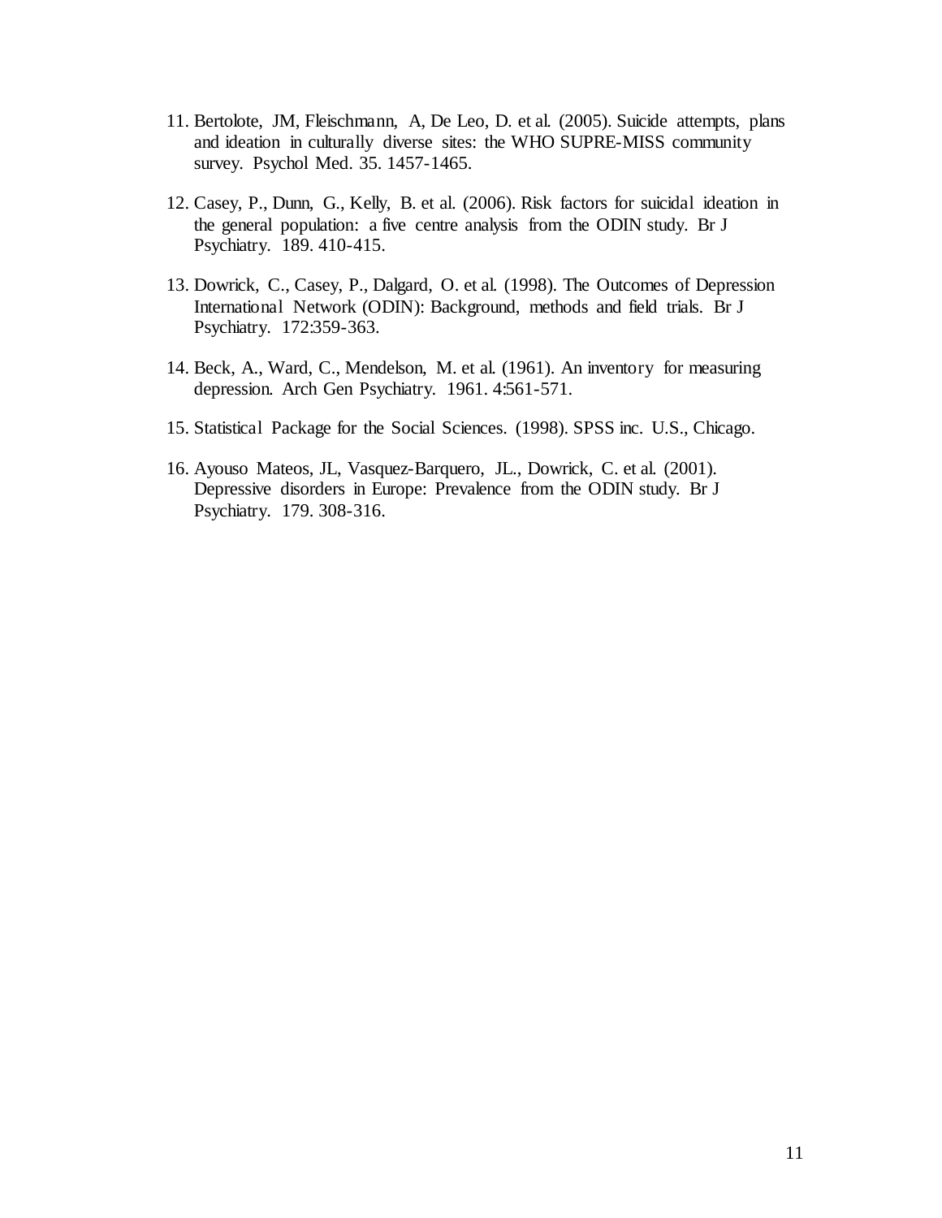11. Bertolote, JM, Fleischmann, A, De Leo, D. et al. (2005). Suicide attempts, plans and ideation in culturally diverse sites: the WHO SUPRE-MISS community survey. Psychol Med. 35. 1457-1465.

12. Casey, P., Dunn, G., Kelly, B. et al. (2006). Risk factors for suicidal ideation in the general population: a five centre analysis from the ODIN study. Br J Psychiatry. 189. 410-415.

13. Dowrick, C., Casey, P., Dalgard, O. et al. (1998). The Outcomes of Depression International Network (ODIN): Background, methods and field trials. Br J Psychiatry. 172:359-363.

14. Beck, A., Ward, C., Mendelson, M. et al. (1961). An inventory for measuring depression. Arch Gen Psychiatry. 1961. 4:561-571.

15. Statistical Package for the Social Sciences. (1998). SPSS inc. U.S., Chicago.

16. Ayouso Mateos, JL, Vasquez-Barquero, JL., Dowrick, C. et al. (2001). Depressive disorders in Europe: Prevalence from the ODIN study. Br J Psychiatry. 179. 308-316.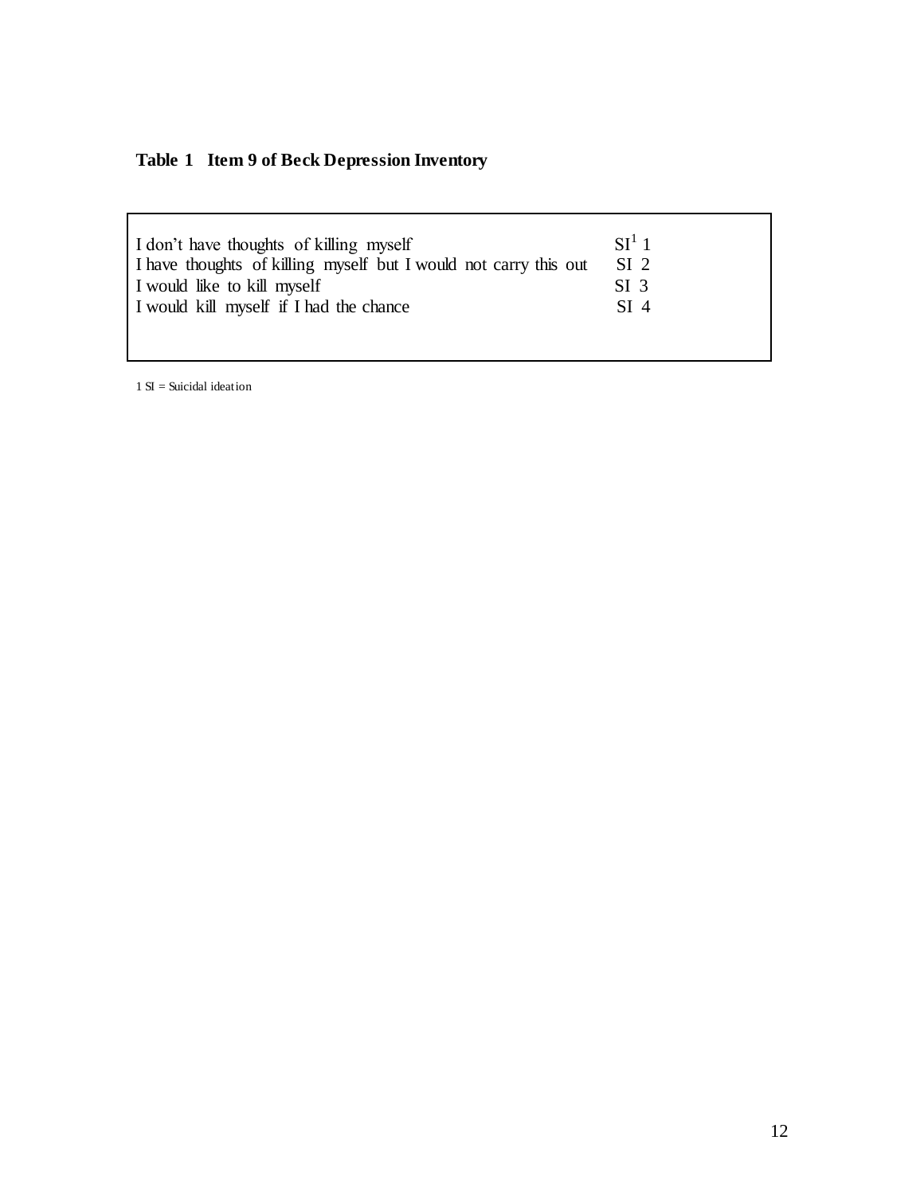**Table 1   Item 9 of Beck Depression Inventory**

| | |
|---|---|
| I don't have thoughts of killing myself | SI[1] 1 |
| I have thoughts of killing myself but I would not carry this out | SI 2 |
| I would like to kill myself | SI 3 |
| I would kill myself if I had the chance | SI 4 |

1 SI = Suicidal ideation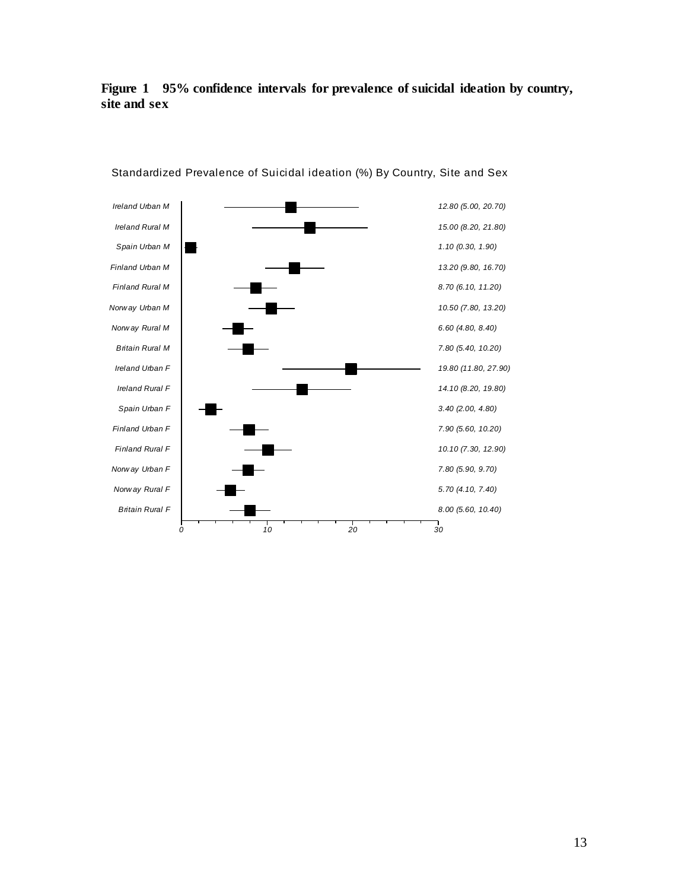**Figure 1 95% confidence intervals for prevalence of suicidal ideation by country, site and sex**

Standardized Prevalence of Suicidal ideation (%) By Country, Site and Sex

| Group | Prevalence (95% CI) |
|---|---|
| Ireland Urban M | 12.80 (5.00, 20.70) |
| Ireland Rural M | 15.00 (8.20, 21.80) |
| Spain Urban M | 1.10 (0.30, 1.90) |
| Finland Urban M | 13.20 (9.80, 16.70) |
| Finland Rural M | 8.70 (6.10, 11.20) |
| Norway Urban M | 10.50 (7.80, 13.20) |
| Norway Rural M | 6.60 (4.80, 8.40) |
| Britain Rural M | 7.80 (5.40, 10.20) |
| Ireland Urban F | 19.80 (11.80, 27.90) |
| Ireland Rural F | 14.10 (8.20, 19.80) |
| Spain Urban F | 3.40 (2.00, 4.80) |
| Finland Urban F | 7.90 (5.60, 10.20) |
| Finland Rural F | 10.10 (7.30, 12.90) |
| Norway Urban F | 7.80 (5.90, 9.70) |
| Norway Rural F | 5.70 (4.10, 7.40) |
| Britain Rural F | 8.00 (5.60, 10.40) |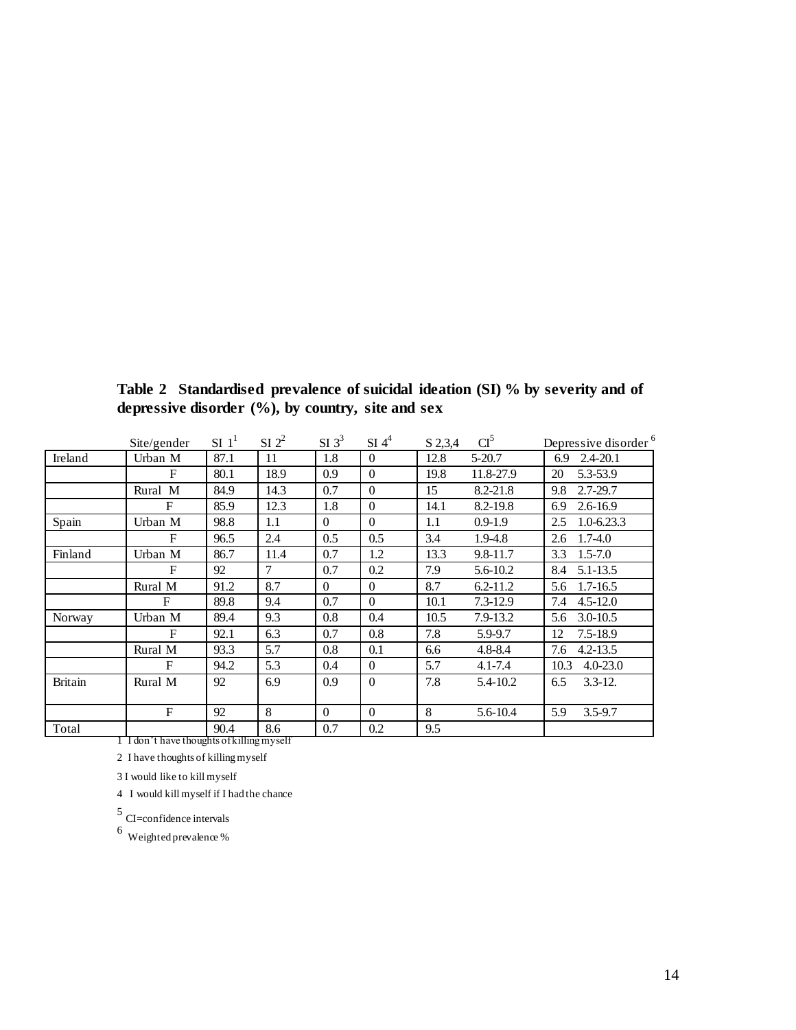**Table 2 Standardised prevalence of suicidal ideation (SI) % by severity and of depressive disorder (%), by country, site and sex**

| | Site/gender | SI 1[1] | SI 2[2] | SI 3[3] | SI 4[4] | S 2,3,4 | CI[5] | Depressive disorder[6] |
|---|---|---|---|---|---|---|---|---|
| Ireland | Urban M | 87.1 | 11 | 1.8 | 0 | 12.8 | 5-20.7 | 6.9 2.4-20.1 |
| | F | 80.1 | 18.9 | 0.9 | 0 | 19.8 | 11.8-27.9 | 20 5.3-53.9 |
| | Rural M | 84.9 | 14.3 | 0.7 | 0 | 15 | 8.2-21.8 | 9.8 2.7-29.7 |
| | F | 85.9 | 12.3 | 1.8 | 0 | 14.1 | 8.2-19.8 | 6.9 2.6-16.9 |
| Spain | Urban M | 98.8 | 1.1 | 0 | 0 | 1.1 | 0.9-1.9 | 2.5 1.0-6.23.3 |
| | F | 96.5 | 2.4 | 0.5 | 0.5 | 3.4 | 1.9-4.8 | 2.6 1.7-4.0 |
| Finland | Urban M | 86.7 | 11.4 | 0.7 | 1.2 | 13.3 | 9.8-11.7 | 3.3 1.5-7.0 |
| | F | 92 | 7 | 0.7 | 0.2 | 7.9 | 5.6-10.2 | 8.4 5.1-13.5 |
| | Rural M | 91.2 | 8.7 | 0 | 0 | 8.7 | 6.2-11.2 | 5.6 1.7-16.5 |
| | F | 89.8 | 9.4 | 0.7 | 0 | 10.1 | 7.3-12.9 | 7.4 4.5-12.0 |
| Norway | Urban M | 89.4 | 9.3 | 0.8 | 0.4 | 10.5 | 7.9-13.2 | 5.6 3.0-10.5 |
| | F | 92.1 | 6.3 | 0.7 | 0.8 | 7.8 | 5.9-9.7 | 12 7.5-18.9 |
| | Rural M | 93.3 | 5.7 | 0.8 | 0.1 | 6.6 | 4.8-8.4 | 7.6 4.2-13.5 |
| | F | 94.2 | 5.3 | 0.4 | 0 | 5.7 | 4.1-7.4 | 10.3 4.0-23.0 |
| Britain | Rural M | 92 | 6.9 | 0.9 | 0 | 7.8 | 5.4-10.2 | 6.5 3.3-12. |
| | F | 92 | 8 | 0 | 0 | 8 | 5.6-10.4 | 5.9 3.5-9.7 |
| Total | | 90.4 | 8.6 | 0.7 | 0.2 | 9.5 | | |

1 I don't have thoughts of killing myself

2 I have thoughts of killing myself

3 I would like to kill myself

4 I would kill myself if I had the chance

5 CI=confidence intervals

6 Weighted prevalence %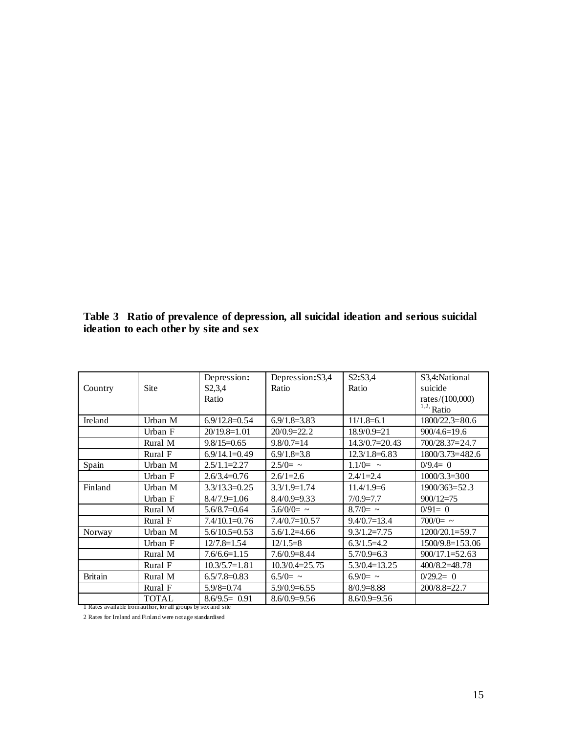**Table 3 Ratio of prevalence of depression, all suicidal ideation and serious suicidal ideation to each other by site and sex**

| Country | Site | Depression: S2,3,4 Ratio | Depression:S3,4 Ratio | S2:S3,4 Ratio | S3,4:National suicide rates/(100,000) [1,2,] Ratio |
|---|---|---|---|---|---|
| Ireland | Urban M | 6.9/12.8=0.54 | 6.9/1.8=3.83 | 11/1.8=6.1 | 1800/22.3=80.6 |
| | Urban F | 20/19.8=1.01 | 20/0.9=22.2 | 18.9/0.9=21 | 900/4.6=19.6 |
| | Rural M | 9.8/15=0.65 | 9.8/0.7=14 | 14.3/0.7=20.43 | 700/28.37=24.7 |
| | Rural F | 6.9/14.1=0.49 | 6.9/1.8=3.8 | 12.3/1.8=6.83 | 1800/3.73=482.6 |
| Spain | Urban M | 2.5/1.1=2.27 | 2.5/0= ~ | 1.1/0= ~ | 0/9.4= 0 |
| | Urban F | 2.6/3.4=0.76 | 2.6/1=2.6 | 2.4/1=2.4 | 1000/3.3=300 |
| Finland | Urban M | 3.3/13.3=0.25 | 3.3/1.9=1.74 | 11.4/1.9=6 | 1900/363=52.3 |
| | Urban F | 8.4/7.9=1.06 | 8.4/0.9=9.33 | 7/0.9=7.7 | 900/12=75 |
| | Rural M | 5.6/8.7=0.64 | 5.6/0/0= ~ | 8.7/0= ~ | 0/91= 0 |
| | Rural F | 7.4/10.1=0.76 | 7.4/0.7=10.57 | 9.4/0.7=13.4 | 700/0= ~ |
| Norway | Urban M | 5.6/10.5=0.53 | 5.6/1.2=4.66 | 9.3/1.2=7.75 | 1200/20.1=59.7 |
| | Urban F | 12/7.8=1.54 | 12/1.5=8 | 6.3/1.5=4.2 | 1500/9.8=153.06 |
| | Rural M | 7.6/6.6=1.15 | 7.6/0.9=8.44 | 5.7/0.9=6.3 | 900/17.1=52.63 |
| | Rural F | 10.3/5.7=1.81 | 10.3/0.4=25.75 | 5.3/0.4=13.25 | 400/8.2=48.78 |
| Britain | Rural M | 6.5/7.8=0.83 | 6.5/0= ~ | 6.9/0= ~ | 0/29.2= 0 |
| | Rural F | 5.9/8=0.74 | 5.9/0.9=6.55 | 8/0.9=8.88 | 200/8.8=22.7 |
| | TOTAL | 8.6/9.5= 0.91 | 8.6/0.9=9.56 | 8.6/0.9=9.56 | |

1 Rates available from author, for all groups by sex and site

2 Rates for Ireland and Finland were not age standardised